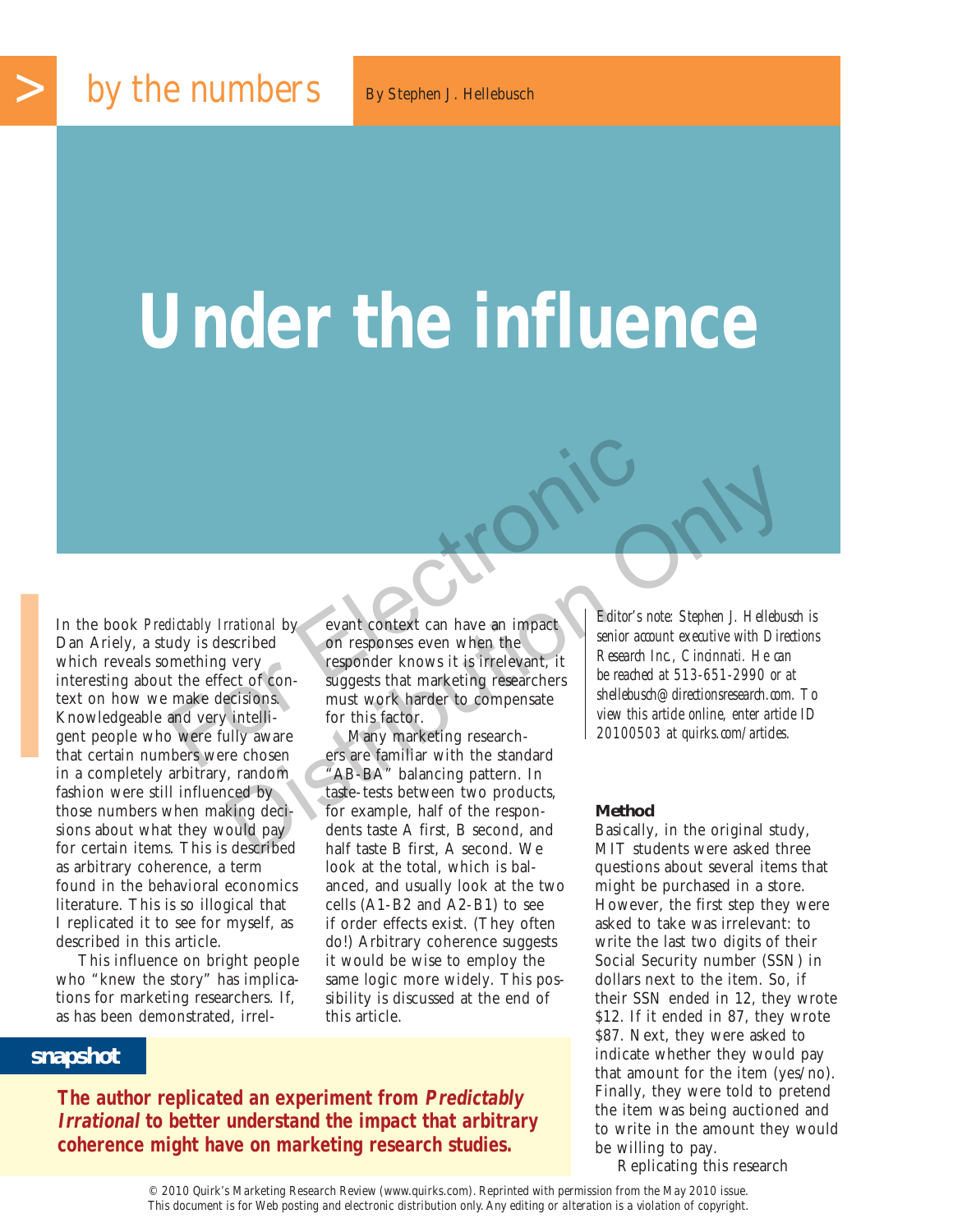> by the numbers

By Stephen J. Hellebusch

# Under the influence

## snapshot

**The author replicated an experiment from *Predictably Irrational* to better understand the impact that arbitrary coherence might have on marketing research studies.**

In the book *Predictably Irrational* by Dan Ariely, a study is described which reveals something very interesting about the effect of context on how we make decisions. Knowledgeable and very intelligent people who were fully aware that certain numbers were chosen in a completely arbitrary, random fashion were still influenced by those numbers when making decisions about what they would pay for certain items. This is described as arbitrary coherence, a term found in the behavioral economics literature. This is so illogical that I replicated it to see for myself, as described in this article.

This influence on bright people who "knew the story" has implications for marketing researchers. If, as has been demonstrated, irrelevant context can have an impact on responses even when the responder knows it is irrelevant, it suggests that marketing researchers must work harder to compensate for this factor.

Many marketing researchers are familiar with the standard "AB-BA" balancing pattern. In taste-tests between two products, for example, half of the respondents taste A first, B second, and half taste B first, A second. We look at the total, which is balanced, and usually look at the two cells (A1-B2 and A2-B1) to see if order effects exist. (They often do!) Arbitrary coherence suggests it would be wise to employ the same logic more widely. This possibility is discussed at the end of this article.

*Editor's note: Stephen J. Hellebusch is senior account executive with Directions Research Inc., Cincinnati. He can be reached at 513-651-2990 or at shellebusch@directionsresearch.com. To view this article online, enter article ID 20100503 at quirks.com/articles.*

### Method

Basically, in the original study, MIT students were asked three questions about several items that might be purchased in a store. However, the first step they were asked to take was irrelevant: to write the last two digits of their Social Security number (SSN) in dollars next to the item. So, if their SSN ended in 12, they wrote $12. If it ended in 87, they wrote $87. Next, they were asked to indicate whether they would pay that amount for the item (yes/no). Finally, they were told to pretend the item was being auctioned and to write in the amount they would be willing to pay.

Replicating this research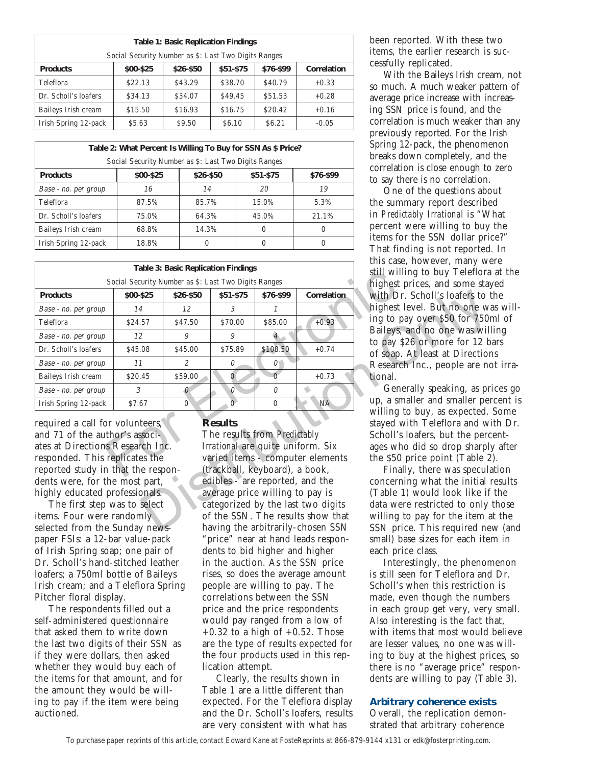| Table 1: Basic Replication Findings | | | | | |
|---|---|---|---|---|---|
| Social Security Number as $: Last Two Digits Ranges | | | | | |
| **Products** | **$00-$25** | **$26-$50** | **$51-$75** | **$76-$99** | **Correlation** |
| Teleflora | $22.13 | $43.29 | $38.70 | $40.79 | +0.33 |
| Dr. Scholl's loafers | $34.13 | $34.07 | $49.45 | $51.53 | +0.28 |
| Baileys Irish cream | $15.50 | $16.93 | $16.75 | $20.42 | +0.16 |
| Irish Spring 12-pack | $5.63 | $9.50 | $6.10 | $6.21 | -0.05 |

| Table 2: What Percent Is Willing To Buy for SSN As $ Price? | | | | |
|---|---|---|---|---|
| Social Security Number as $: Last Two Digits Ranges | | | | |
| **Products** | **$00-$25** | **$26-$50** | **$51-$75** | **$76-$99** |
| *Base - no. per group* | *16* | *14* | *20* | *19* |
| Teleflora | 87.5% | 85.7% | 15.0% | 5.3% |
| Dr. Scholl's loafers | 75.0% | 64.3% | 45.0% | 21.1% |
| Baileys Irish cream | 68.8% | 14.3% | 0 | 0 |
| Irish Spring 12-pack | 18.8% | 0 | 0 | 0 |

| Table 3: Basic Replication Findings | | | | | |
|---|---|---|---|---|---|
| Social Security Number as $: Last Two Digits Ranges | | | | | |
| **Products** | **$00-$25** | **$26-$50** | **$51-$75** | **$76-$99** | **Correlation** |
| *Base - no. per group* | *14* | *12* | *3* | *1* | |
| Teleflora | $24.57 | $47.50 | $70.00 | $85.00 | +0.93 |
| *Base - no. per group* | *12* | *9* | *9* | *4* | |
| Dr. Scholl's loafers | $45.08 | $45.00 | $75.89 | $108.50 | +0.74 |
| *Base - no. per group* | *11* | *2* | *0* | *0* | |
| Baileys Irish cream | $20.45 | $59.00 | 0 | 0 | +0.73 |
| *Base - no. per group* | *3* | *0* | *0* | *0* | |
| Irish Spring 12-pack | $7.67 | 0 | 0 | 0 | NA |

required a call for volunteers, and 71 of the author's associates at Directions Research Inc. responded. This replicates the reported study in that the respondents were, for the most part, highly educated professionals.

The first step was to select items. Four were randomly selected from the Sunday newspaper FSIs: a 12-bar value-pack of Irish Spring soap; one pair of Dr. Scholl's hand-stitched leather loafers; a 750ml bottle of Baileys Irish cream; and a Teleflora Spring Pitcher floral display.

The respondents filled out a self-administered questionnaire that asked them to write down the last two digits of their SSN as if they were dollars, then asked whether they would buy each of the items for that amount, and for the amount they would be willing to pay if the item were being auctioned.

### Results

The results from *Predictably Irrational* are quite uniform. Six varied items - computer elements (trackball, keyboard), a book, edibles - are reported, and the average price willing to pay is categorized by the last two digits of the SSN. The results show that having the arbitrarily-chosen SSN "price" near at hand leads respondents to bid higher and higher in the auction. As the SSN price rises, so does the average amount people are willing to pay. The correlations between the SSN price and the price respondents would pay ranged from a low of +0.32 to a high of +0.52. Those are the type of results expected for the four products used in this replication attempt.

Clearly, the results shown in Table 1 are a little different than expected. For the Teleflora display and the Dr. Scholl's loafers, results are very consistent with what has been reported. With these two items, the earlier research is successfully replicated.

With the Baileys Irish cream, not so much. A much weaker pattern of average price increase with increasing SSN price is found, and the correlation is much weaker than any previously reported. For the Irish Spring 12-pack, the phenomenon breaks down completely, and the correlation is close enough to zero to say there is no correlation.

One of the questions about the summary report described in *Predictably Irrational* is "What percent were willing to buy the items for the SSN dollar price?" That finding is not reported. In this case, however, many were still willing to buy Teleflora at the highest prices, and some stayed with Dr. Scholl's loafers to the highest level. But no one was willing to pay over $50 for 750ml of Baileys, and no one was willing to pay $26 or more for 12 bars of soap. At least at Directions Research Inc., people are not irrational.

Generally speaking, as prices go up, a smaller and smaller percent is willing to buy, as expected. Some stayed with Teleflora and with Dr. Scholl's loafers, but the percentages who did so drop sharply after the $50 price point (Table 2).

Finally, there was speculation concerning what the initial results (Table 1) would look like if the data were restricted to only those willing to pay for the item at the SSN price. This required new (and small) base sizes for each item in each price class.

Interestingly, the phenomenon is still seen for Teleflora and Dr. Scholl's when this restriction is made, even though the numbers in each group get very, very small. Also interesting is the fact that, with items that most would believe are lesser values, no one was willing to buy at the highest prices, so there is no "average price" respondents are willing to pay (Table 3).

### Arbitrary coherence exists

Overall, the replication demonstrated that arbitrary coherence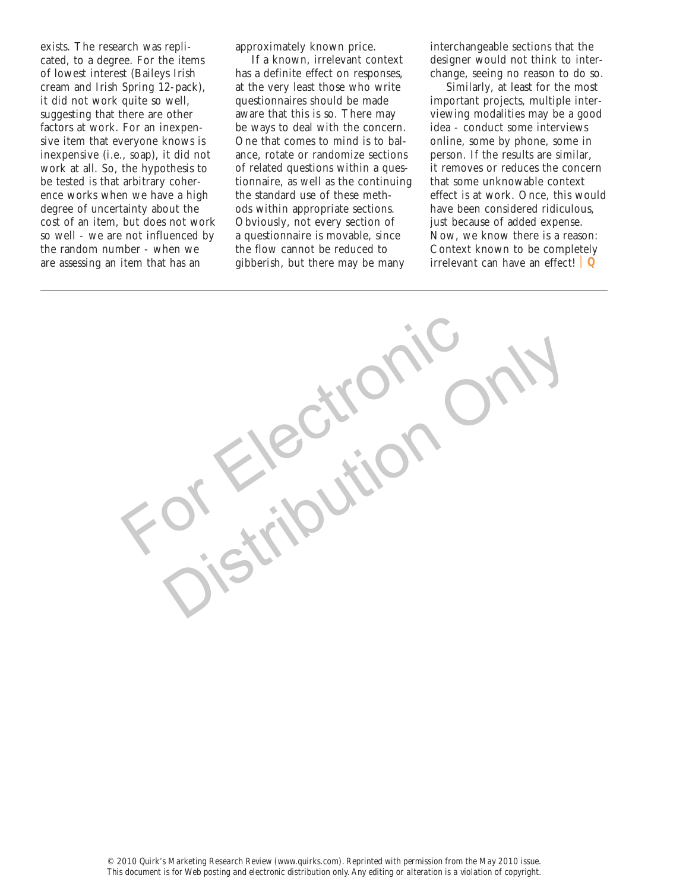exists. The research was replicated, to a degree. For the items of lowest interest (Baileys Irish cream and Irish Spring 12-pack), it did not work quite so well, suggesting that there are other factors at work. For an inexpensive item that everyone knows is inexpensive (i.e., soap), it did not work at all. So, the hypothesis to be tested is that arbitrary coherence works when we have a high degree of uncertainty about the cost of an item, but does not work so well - we are not influenced by the random number - when we are assessing an item that has an approximately known price.

If a known, irrelevant context has a definite effect on responses, at the very least those who write questionnaires should be made aware that this is so. There may be ways to deal with the concern. One that comes to mind is to balance, rotate or randomize sections of related questions within a questionnaire, as well as the continuing the standard use of these methods within appropriate sections. Obviously, not every section of a questionnaire is movable, since the flow cannot be reduced to gibberish, but there may be many interchangeable sections that the designer would not think to interchange, seeing no reason to do so.

Similarly, at least for the most important projects, multiple interviewing modalities may be a good idea - conduct some interviews online, some by phone, some in person. If the results are similar, it removes or reduces the concern that some unknowable context effect is at work. Once, this would have been considered ridiculous, just because of added expense. Now, we know there is a reason: Context known to be completely irrelevant can have an effect! | Q

© 2010 Quirk's Marketing Research Review (www.quirks.com). Reprinted with permission from the May 2010 issue. This document is for Web posting and electronic distribution only. Any editing or alteration is a violation of copyright.